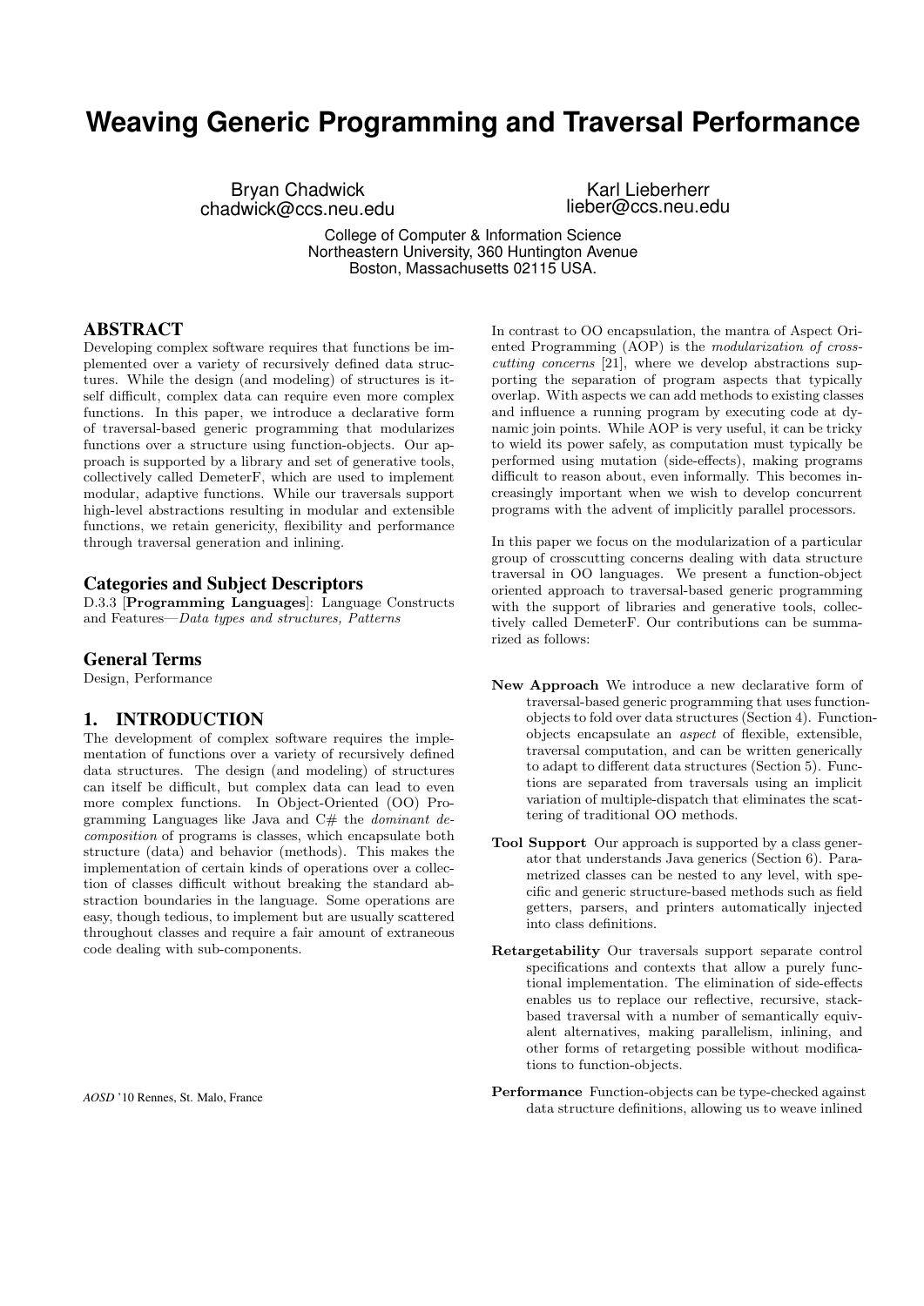# Weaving Generic Programming and Traversal Performance

Bryan Chadwick
chadwick@ccs.neu.edu

Karl Lieberherr
lieber@ccs.neu.edu

College of Computer & Information Science
Northeastern University, 360 Huntington Avenue
Boston, Massachusetts 02115 USA.

## ABSTRACT

Developing complex software requires that functions be implemented over a variety of recursively defined data structures. While the design (and modeling) of structures is itself difficult, complex data can require even more complex functions. In this paper, we introduce a declarative form of traversal-based generic programming that modularizes functions over a structure using function-objects. Our approach is supported by a library and set of generative tools, collectively called DemeterF, which are used to implement modular, adaptive functions. While our traversals support high-level abstractions resulting in modular and extensible functions, we retain genericity, flexibility and performance through traversal generation and inlining.

## Categories and Subject Descriptors

D.3.3 [**Programming Languages**]: Language Constructs and Features—*Data types and structures, Patterns*

## General Terms

Design, Performance

## 1. INTRODUCTION

The development of complex software requires the implementation of functions over a variety of recursively defined data structures. The design (and modeling) of structures can itself be difficult, but complex data can lead to even more complex functions. In Object-Oriented (OO) Programming Languages like Java and C# the *dominant decomposition* of programs is classes, which encapsulate both structure (data) and behavior (methods). This makes the implementation of certain kinds of operations over a collection of classes difficult without breaking the standard abstraction boundaries in the language. Some operations are easy, though tedious, to implement but are usually scattered throughout classes and require a fair amount of extraneous code dealing with sub-components.

*AOSD* '10 Rennes, St. Malo, France

In contrast to OO encapsulation, the mantra of Aspect Oriented Programming (AOP) is the *modularization of crosscutting concerns* [21], where we develop abstractions supporting the separation of program aspects that typically overlap. With aspects we can add methods to existing classes and influence a running program by executing code at dynamic join points. While AOP is very useful, it can be tricky to wield its power safely, as computation must typically be performed using mutation (side-effects), making programs difficult to reason about, even informally. This becomes increasingly important when we wish to develop concurrent programs with the advent of implicitly parallel processors.

In this paper we focus on the modularization of a particular group of crosscutting concerns dealing with data structure traversal in OO languages. We present a function-object oriented approach to traversal-based generic programming with the support of libraries and generative tools, collectively called DemeterF. Our contributions can be summarized as follows:

- **New Approach** We introduce a new declarative form of traversal-based generic programming that uses function-objects to fold over data structures (Section 4). Function-objects encapsulate an *aspect* of flexible, extensible, traversal computation, and can be written generically to adapt to different data structures (Section 5). Functions are separated from traversals using an implicit variation of multiple-dispatch that eliminates the scattering of traditional OO methods.
- **Tool Support** Our approach is supported by a class generator that understands Java generics (Section 6). Parametrized classes can be nested to any level, with specific and generic structure-based methods such as field getters, parsers, and printers automatically injected into class definitions.
- **Retargetability** Our traversals support separate control specifications and contexts that allow a purely functional implementation. The elimination of side-effects enables us to replace our reflective, recursive, stack-based traversal with a number of semantically equivalent alternatives, making parallelism, inlining, and other forms of retargeting possible without modifications to function-objects.
- **Performance** Function-objects can be type-checked against data structure definitions, allowing us to weave inlined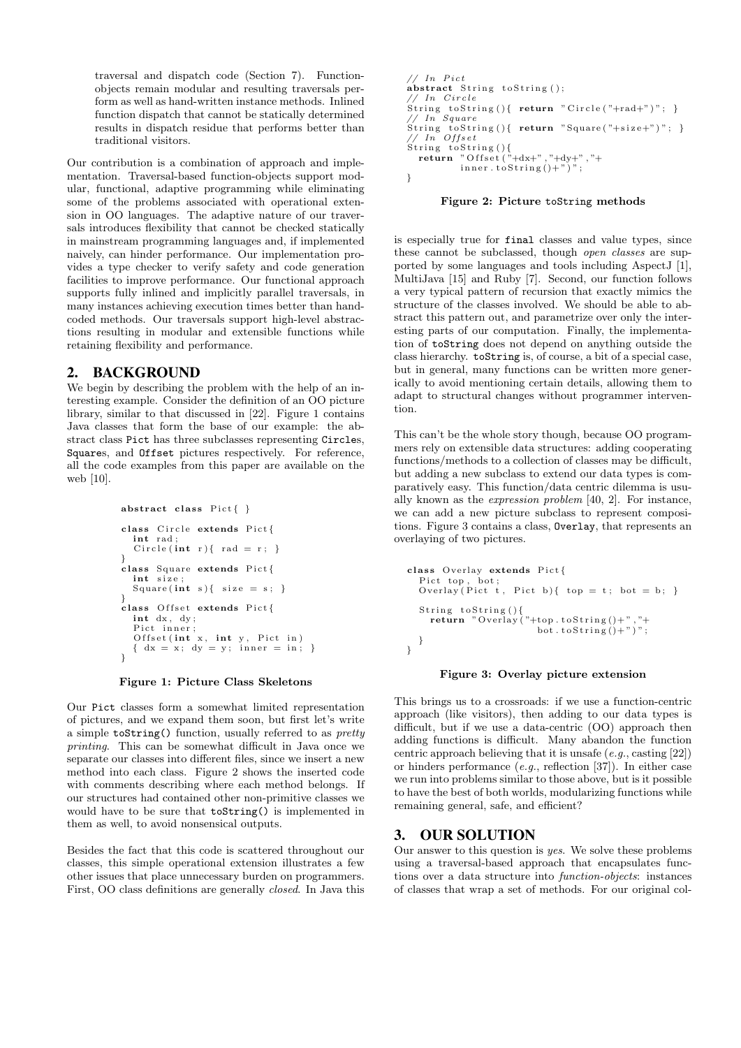traversal and dispatch code (Section 7). Function-objects remain modular and resulting traversals perform as well as hand-written instance methods. Inlined function dispatch that cannot be statically determined results in dispatch residue that performs better than traditional visitors.

Our contribution is a combination of approach and implementation. Traversal-based function-objects support modular, functional, adaptive programming while eliminating some of the problems associated with operational extension in OO languages. The adaptive nature of our traversals introduces flexibility that cannot be checked statically in mainstream programming languages and, if implemented naively, can hinder performance. Our implementation provides a type checker to verify safety and code generation facilities to improve performance. Our functional approach supports fully inlined and implicitly parallel traversals, in many instances achieving execution times better than hand-coded methods. Our traversals support high-level abstractions resulting in modular and extensible functions while retaining flexibility and performance.

## 2. BACKGROUND

We begin by describing the problem with the help of an interesting example. Consider the definition of an OO picture library, similar to that discussed in [22]. Figure 1 contains Java classes that form the base of our example: the abstract class `Pict` has three subclasses representing `Circle`s, `Square`s, and `Offset` pictures respectively. For reference, all the code examples from this paper are available on the web [10].

```java
abstract class Pict{ }

class Circle extends Pict{
  int rad;
  Circle(int r){ rad = r; }
}
class Square extends Pict{
  int size;
  Square(int s){ size = s; }
}
class Offset extends Pict{
  int dx, dy;
  Pict inner;
  Offset(int x, int y, Pict in)
  { dx = x; dy = y; inner = in; }
}
```

**Figure 1: Picture Class Skeletons**

Our `Pict` classes form a somewhat limited representation of pictures, and we expand them soon, but first let's write a simple `toString()` function, usually referred to as *pretty printing*. This can be somewhat difficult in Java once we separate our classes into different files, since we insert a new method into each class. Figure 2 shows the inserted code with comments describing where each method belongs. If our structures had contained other non-primitive classes we would have to be sure that `toString()` is implemented in them as well, to avoid nonsensical outputs.

Besides the fact that this code is scattered throughout our classes, this simple operational extension illustrates a few other issues that place unnecessary burden on programmers. First, OO class definitions are generally *closed*. In Java this

```java
// In Pict
abstract String toString();
// In Circle
String toString(){ return "Circle("+rad+")"; }
// In Square
String toString(){ return "Square("+size+")"; }
// In Offset
String toString(){
  return "Offset("+dx+","+dy+","+
         inner.toString()+")";
}
```

**Figure 2: Picture `toString` methods**

is especially true for `final` classes and value types, since these cannot be subclassed, though *open classes* are supported by some languages and tools including AspectJ [1], MultiJava [15] and Ruby [7]. Second, our function follows a very typical pattern of recursion that exactly mimics the structure of the classes involved. We should be able to abstract this pattern out, and parametrize over only the interesting parts of our computation. Finally, the implementation of `toString` does not depend on anything outside the class hierarchy. `toString` is, of course, a bit of a special case, but in general, many functions can be written more generically to avoid mentioning certain details, allowing them to adapt to structural changes without programmer intervention.

This can't be the whole story though, because OO programmers rely on extensible data structures: adding cooperating functions/methods to a collection of classes may be difficult, but adding a new subclass to extend our data types is comparatively easy. This function/data centric dilemma is usually known as the *expression problem* [40, 2]. For instance, we can add a new picture subclass to represent compositions. Figure 3 contains a class, `Overlay`, that represents an overlaying of two pictures.

```java
class Overlay extends Pict{
  Pict top, bot;
  Overlay(Pict t, Pict b){ top = t; bot = b; }

  String toString(){
    return "Overlay("+top.toString()+","+
                      bot.toString()+")";
  }
}
```

**Figure 3: Overlay picture extension**

This brings us to a crossroads: if we use a function-centric approach (like visitors), then adding to our data types is difficult, but if we use a data-centric (OO) approach then adding functions is difficult. Many abandon the function centric approach believing that it is unsafe (*e.g.*, casting [22]) or hinders performance (*e.g.*, reflection [37]). In either case we run into problems similar to those above, but is it possible to have the best of both worlds, modularizing functions while remaining general, safe, and efficient?

## 3. OUR SOLUTION

Our answer to this question is *yes*. We solve these problems using a traversal-based approach that encapsulates functions over a data structure into *function-objects*: instances of classes that wrap a set of methods. For our original col-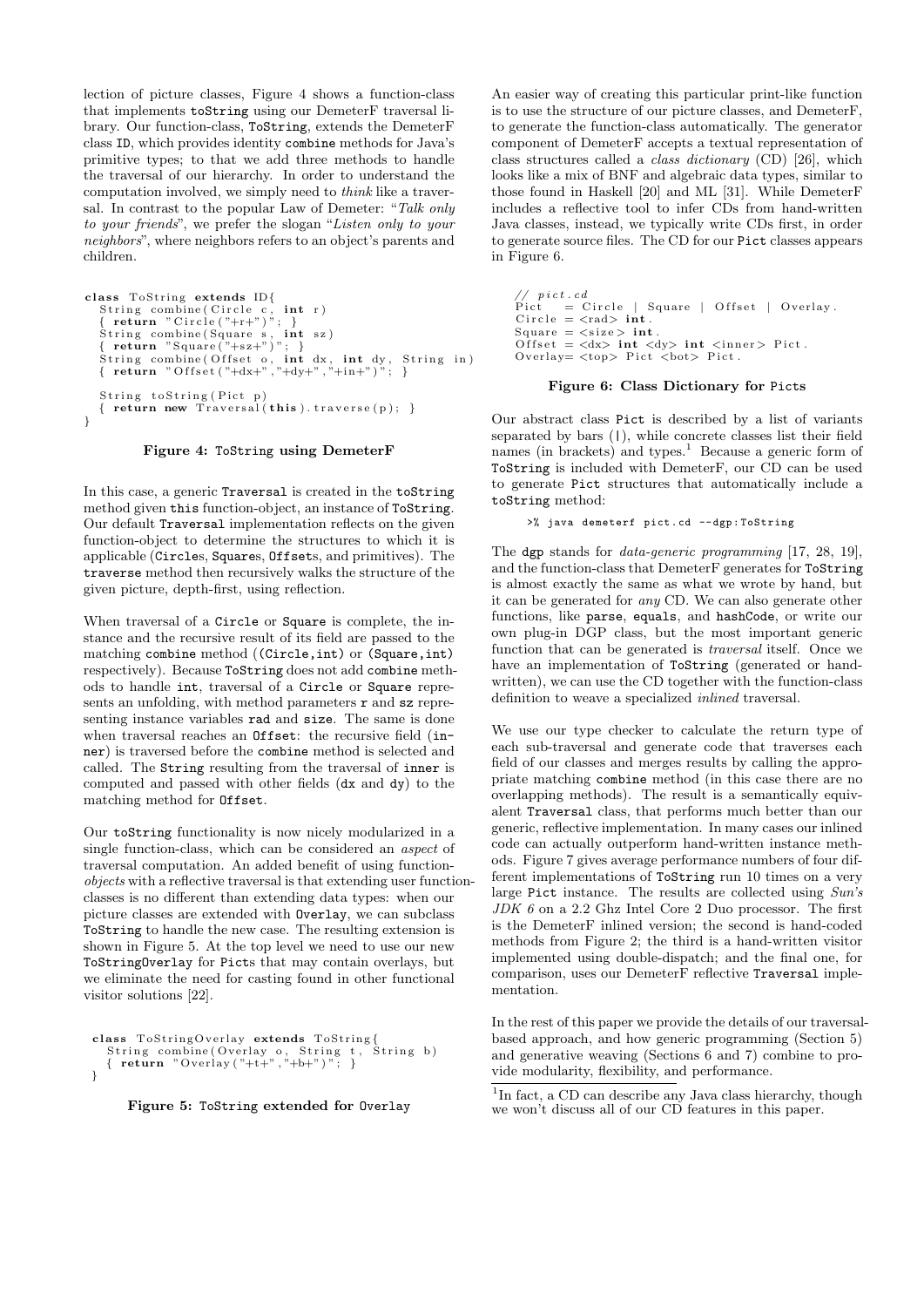lection of picture classes, Figure 4 shows a function-class that implements `toString` using our DemeterF traversal library. Our function-class, `ToString`, extends the DemeterF class `ID`, which provides identity `combine` methods for Java's primitive types; to that we add three methods to handle the traversal of our hierarchy. In order to understand the computation involved, we simply need to *think* like a traversal. In contrast to the popular Law of Demeter: "*Talk only to your friends*", we prefer the slogan "*Listen only to your neighbors*", where neighbors refers to an object's parents and children.

```
class ToString extends ID{
  String combine(Circle c, int r)
  { return "Circle("+r+")"; }
  String combine(Square s, int sz)
  { return "Square("+sz+")"; }
  String combine(Offset o, int dx, int dy, String in)
  { return "Offset("+dx+","+dy+","+in+")"; }

  String toString(Pict p)
  { return new Traversal(this).traverse(p); }
}
```

**Figure 4: ToString using DemeterF**

In this case, a generic `Traversal` is created in the `toString` method given `this` function-object, an instance of `ToString`. Our default `Traversal` implementation reflects on the given function-object to determine the structures to which it is applicable (`Circle`s, `Square`s, `Offset`s, and primitives). The `traverse` method then recursively walks the structure of the given picture, depth-first, using reflection.

When traversal of a `Circle` or `Square` is complete, the instance and the recursive result of its field are passed to the matching `combine` method (`(Circle,int)` or `(Square,int)` respectively). Because `ToString` does not add `combine` methods to handle `int`, traversal of a `Circle` or `Square` represents an unfolding, with method parameters `r` and `sz` representing instance variables `rad` and `size`. The same is done when traversal reaches an `Offset`: the recursive field (`inner`) is traversed before the `combine` method is selected and called. The `String` resulting from the traversal of `inner` is computed and passed with other fields (`dx` and `dy`) to the matching method for `Offset`.

Our `toString` functionality is now nicely modularized in a single function-class, which can be considered an *aspect* of traversal computation. An added benefit of using function-*objects* with a reflective traversal is that extending user function-classes is no different than extending data types: when our picture classes are extended with `Overlay`, we can subclass `ToString` to handle the new case. The resulting extension is shown in Figure 5. At the top level we need to use our new `ToStringOverlay` for `Pict`s that may contain overlays, but we eliminate the need for casting found in other functional visitor solutions [22].

```
class ToStringOverlay extends ToString{
  String combine(Overlay o, String t, String b)
  { return "Overlay("+t+","+b+")"; }
}
```

**Figure 5: ToString extended for Overlay**

An easier way of creating this particular print-like function is to use the structure of our picture classes, and DemeterF, to generate the function-class automatically. The generator component of DemeterF accepts a textual representation of class structures called a *class dictionary* (CD) [26], which looks like a mix of BNF and algebraic data types, similar to those found in Haskell [20] and ML [31]. While DemeterF includes a reflective tool to infer CDs from hand-written Java classes, instead, we typically write CDs first, in order to generate source files. The CD for our `Pict` classes appears in Figure 6.

```
// pict.cd
Pict   = Circle | Square | Offset | Overlay.
Circle = <rad> int.
Square = <size> int.
Offset = <dx> int <dy> int <inner> Pict.
Overlay= <top> Pict <bot> Pict.
```

**Figure 6: Class Dictionary for Picts**

Our abstract class `Pict` is described by a list of variants separated by bars (`|`), while concrete classes list their field names (in brackets) and types.[1] Because a generic form of `ToString` is included with DemeterF, our CD can be used to generate `Pict` structures that automatically include a `toString` method:

```
>% java demeterf pict.cd --dgp:ToString
```

The `dgp` stands for *data-generic programming* [17, 28, 19], and the function-class that DemeterF generates for `ToString` is almost exactly the same as what we wrote by hand, but it can be generated for *any* CD. We can also generate other functions, like `parse`, `equals`, and `hashCode`, or write our own plug-in DGP class, but the most important generic function that can be generated is *traversal* itself. Once we have an implementation of `ToString` (generated or hand-written), we can use the CD together with the function-class definition to weave a specialized *inlined* traversal.

We use our type checker to calculate the return type of each sub-traversal and generate code that traverses each field of our classes and merges results by calling the appropriate matching `combine` method (in this case there are no overlapping methods). The result is a semantically equivalent `Traversal` class, that performs much better than our generic, reflective implementation. In many cases our inlined code can actually outperform hand-written instance methods. Figure 7 gives average performance numbers of four different implementations of `ToString` run 10 times on a very large `Pict` instance. The results are collected using *Sun's JDK 6* on a 2.2 Ghz Intel Core 2 Duo processor. The first is the DemeterF inlined version; the second is hand-coded methods from Figure 2; the third is a hand-written visitor implemented using double-dispatch; and the final one, for comparison, uses our DemeterF reflective `Traversal` implementation.

In the rest of this paper we provide the details of our traversal-based approach, and how generic programming (Section 5) and generative weaving (Sections 6 and 7) combine to provide modularity, flexibility, and performance.

[1] In fact, a CD can describe any Java class hierarchy, though we won't discuss all of our CD features in this paper.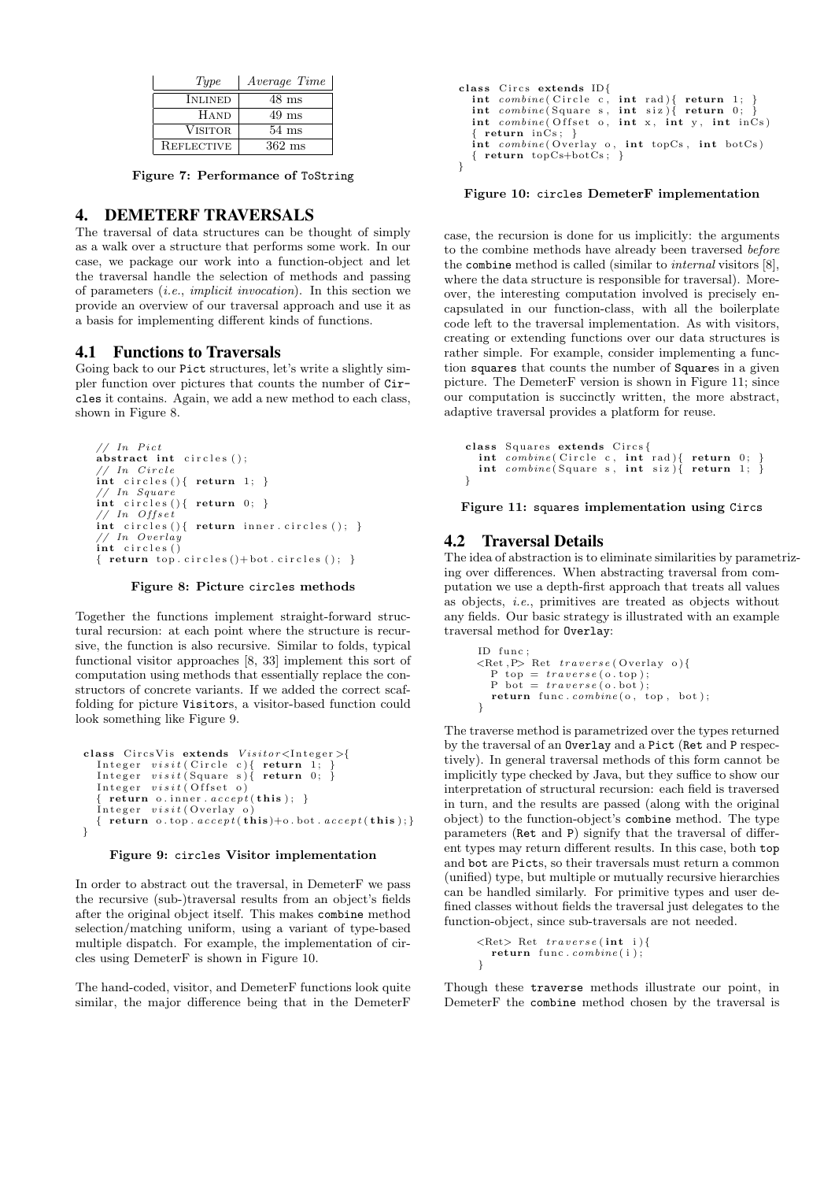| *Type* | *Average Time* |
|---|---|
| INLINED | 48 ms |
| HAND | 49 ms |
| VISITOR | 54 ms |
| REFLECTIVE | 362 ms |

**Figure 7: Performance of ToString**

# 4. DEMETERF TRAVERSALS

The traversal of data structures can be thought of simply as a walk over a structure that performs some work. In our case, we package our work into a function-object and let the traversal handle the selection of methods and passing of parameters (*i.e.*, *implicit invocation*). In this section we provide an overview of our traversal approach and use it as a basis for implementing different kinds of functions.

## 4.1 Functions to Traversals

Going back to our Pict structures, let's write a slightly simpler function over pictures that counts the number of Circles it contains. Again, we add a new method to each class, shown in Figure 8.

```
// In Pict
abstract int circles();
// In Circle
int circles(){ return 1; }
// In Square
int circles(){ return 0; }
// In Offset
int circles(){ return inner.circles(); }
// In Overlay
int circles()
{ return top.circles()+bot.circles(); }
```

**Figure 8: Picture circles methods**

Together the functions implement straight-forward structural recursion: at each point where the structure is recursive, the function is also recursive. Similar to folds, typical functional visitor approaches [8, 33] implement this sort of computation using methods that essentially replace the constructors of concrete variants. If we added the correct scaffolding for picture Visitors, a visitor-based function could look something like Figure 9.

```
class CircsVis extends Visitor<Integer>{
  Integer visit(Circle c){ return 1; }
  Integer visit(Square s){ return 0; }
  Integer visit(Offset o)
  { return o.inner.accept(this); }
  Integer visit(Overlay o)
  { return o.top.accept(this)+o.bot.accept(this);}
}
```

**Figure 9: circles Visitor implementation**

In order to abstract out the traversal, in DemeterF we pass the recursive (sub-)traversal results from an object's fields after the original object itself. This makes combine method selection/matching uniform, using a variant of type-based multiple dispatch. For example, the implementation of circles using DemeterF is shown in Figure 10.

The hand-coded, visitor, and DemeterF functions look quite similar, the major difference being that in the DemeterF case, the recursion is done for us implicitly: the arguments to the combine methods have already been traversed *before* the combine method is called (similar to *internal* visitors [8], where the data structure is responsible for traversal). Moreover, the interesting computation involved is precisely encapsulated in our function-class, with all the boilerplate code left to the traversal implementation. As with visitors, creating or extending functions over our data structures is rather simple. For example, consider implementing a function squares that counts the number of Squares in a given picture. The DemeterF version is shown in Figure 11; since our computation is succinctly written, the more abstract, adaptive traversal provides a platform for reuse.

```
class Circs extends ID{
  int combine(Circle c, int rad){ return 1; }
  int combine(Square s, int siz){ return 0; }
  int combine(Offset o, int x, int y, int inCs)
  { return inCs; }
  int combine(Overlay o, int topCs, int botCs)
  { return topCs+botCs; }
}
```

**Figure 10: circles DemeterF implementation**

```
class Squares extends Circs{
  int combine(Circle c, int rad){ return 0; }
  int combine(Square s, int siz){ return 1; }
}
```

**Figure 11: squares implementation using Circs**

## 4.2 Traversal Details

The idea of abstraction is to eliminate similarities by parametrizing over differences. When abstracting traversal from computation we use a depth-first approach that treats all values as objects, *i.e.*, primitives are treated as objects without any fields. Our basic strategy is illustrated with an example traversal method for Overlay:

```
ID func;
<Ret,P> Ret traverse(Overlay o){
  P top = traverse(o.top);
  P bot = traverse(o.bot);
  return func.combine(o, top, bot);
}
```

The traverse method is parametrized over the types returned by the traversal of an Overlay and a Pict (Ret and P respectively). In general traversal methods of this form cannot be implicitly type checked by Java, but they suffice to show our interpretation of structural recursion: each field is traversed in turn, and the results are passed (along with the original object) to the function-object's combine method. The type parameters (Ret and P) signify that the traversal of different types may return different results. In this case, both top and bot are Picts, so their traversals must return a common (unified) type, but multiple or mutually recursive hierarchies can be handled similarly. For primitive types and user defined classes without fields the traversal just delegates to the function-object, since sub-traversals are not needed.

```
<Ret> Ret traverse(int i){
  return func.combine(i);
}
```

Though these traverse methods illustrate our point, in DemeterF the combine method chosen by the traversal is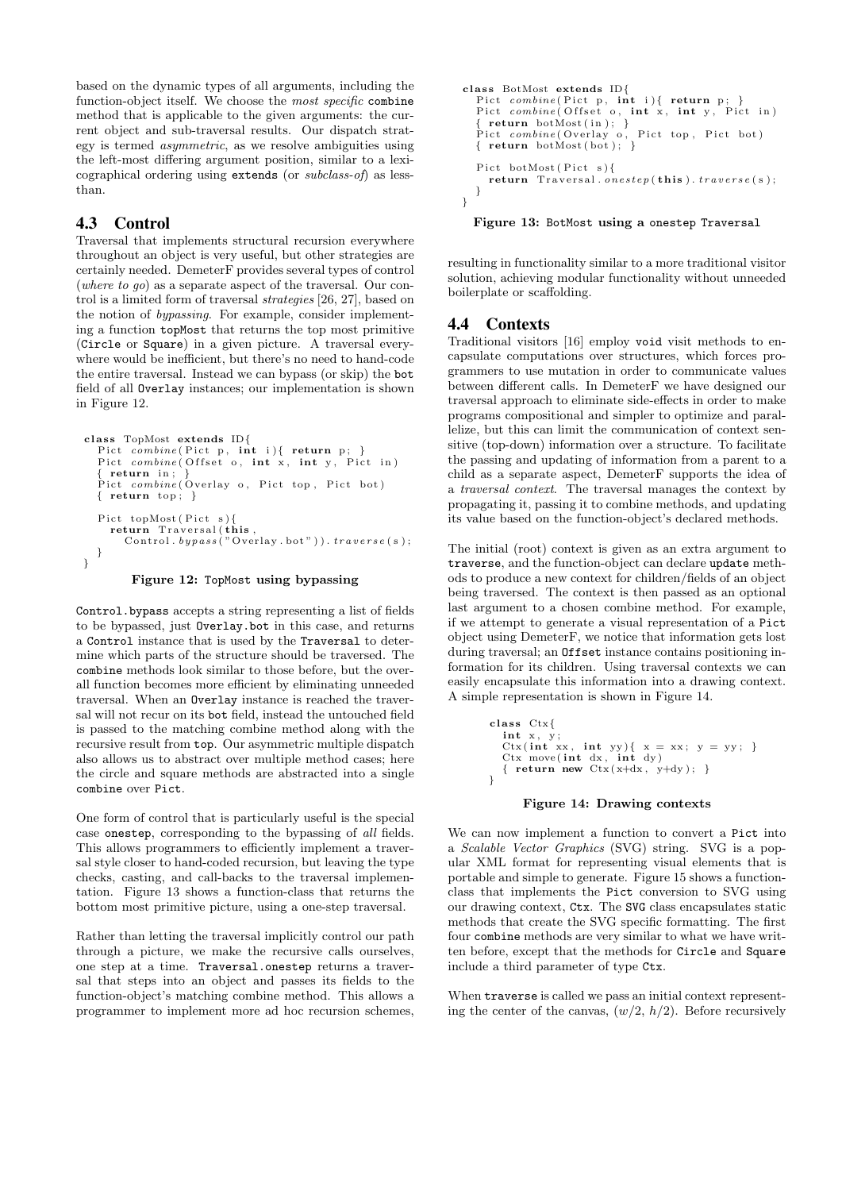based on the dynamic types of all arguments, including the function-object itself. We choose the *most specific* combine method that is applicable to the given arguments: the current object and sub-traversal results. Our dispatch strategy is termed *asymmetric*, as we resolve ambiguities using the left-most differing argument position, similar to a lexicographical ordering using extends (or *subclass-of*) as less-than.

## 4.3 Control

Traversal that implements structural recursion everywhere throughout an object is very useful, but other strategies are certainly needed. DemeterF provides several types of control (*where to go*) as a separate aspect of the traversal. Our control is a limited form of traversal *strategies* [26, 27], based on the notion of *bypassing*. For example, consider implementing a function topMost that returns the top most primitive (Circle or Square) in a given picture. A traversal everywhere would be inefficient, but there's no need to hand-code the entire traversal. Instead we can bypass (or skip) the bot field of all Overlay instances; our implementation is shown in Figure 12.

```
class TopMost extends ID{
   Pict combine(Pict p, int i){ return p; }
   Pict combine(Offset o, int x, int y, Pict in)
   { return in; }
   Pict combine(Overlay o, Pict top, Pict bot)
   { return top; }

   Pict topMost(Pict s){
     return Traversal(this,
        Control.bypass("Overlay.bot")).traverse(s);
   }
}
```

**Figure 12: TopMost using bypassing**

Control.bypass accepts a string representing a list of fields to be bypassed, just Overlay.bot in this case, and returns a Control instance that is used by the Traversal to determine which parts of the structure should be traversed. The combine methods look similar to those before, but the overall function becomes more efficient by eliminating unneeded traversal. When an Overlay instance is reached the traversal will not recur on its bot field, instead the untouched field is passed to the matching combine method along with the recursive result from top. Our asymmetric multiple dispatch also allows us to abstract over multiple method cases; here the circle and square methods are abstracted into a single combine over Pict.

One form of control that is particularly useful is the special case onestep, corresponding to the bypassing of *all* fields. This allows programmers to efficiently implement a traversal style closer to hand-coded recursion, but leaving the type checks, casting, and call-backs to the traversal implementation. Figure 13 shows a function-class that returns the bottom most primitive picture, using a one-step traversal.

Rather than letting the traversal implicitly control our path through a picture, we make the recursive calls ourselves, one step at a time. Traversal.onestep returns a traversal that steps into an object and passes its fields to the function-object's matching combine method. This allows a programmer to implement more ad hoc recursion schemes,

```
class BotMost extends ID{
   Pict combine(Pict p, int i){ return p; }
   Pict combine(Offset o, int x, int y, Pict in)
   { return botMost(in); }
   Pict combine(Overlay o, Pict top, Pict bot)
   { return botMost(bot); }

   Pict botMost(Pict s){
     return Traversal.onestep(this).traverse(s);
   }
}
```

**Figure 13: BotMost using a onestep Traversal**

resulting in functionality similar to a more traditional visitor solution, achieving modular functionality without unneeded boilerplate or scaffolding.

## 4.4 Contexts

Traditional visitors [16] employ void visit methods to encapsulate computations over structures, which forces programmers to use mutation in order to communicate values between different calls. In DemeterF we have designed our traversal approach to eliminate side-effects in order to make programs compositional and simpler to optimize and parallelize, but this can limit the communication of context sensitive (top-down) information over a structure. To facilitate the passing and updating of information from a parent to a child as a separate aspect, DemeterF supports the idea of a *traversal context*. The traversal manages the context by propagating it, passing it to combine methods, and updating its value based on the function-object's declared methods.

The initial (root) context is given as an extra argument to traverse, and the function-object can declare update methods to produce a new context for children/fields of an object being traversed. The context is then passed as an optional last argument to a chosen combine method. For example, if we attempt to generate a visual representation of a Pict object using DemeterF, we notice that information gets lost during traversal; an Offset instance contains positioning information for its children. Using traversal contexts we can easily encapsulate this information into a drawing context. A simple representation is shown in Figure 14.

```
class Ctx{
  int x, y;
  Ctx(int xx, int yy){ x = xx; y = yy; }
  Ctx move(int dx, int dy)
  { return new Ctx(x+dx, y+dy); }
}
```

**Figure 14: Drawing contexts**

We can now implement a function to convert a Pict into a *Scalable Vector Graphics* (SVG) string. SVG is a popular XML format for representing visual elements that is portable and simple to generate. Figure 15 shows a function-class that implements the Pict conversion to SVG using our drawing context, Ctx. The SVG class encapsulates static methods that create the SVG specific formatting. The first four combine methods are very similar to what we have written before, except that the methods for Circle and Square include a third parameter of type Ctx.

When traverse is called we pass an initial context representing the center of the canvas, $(w/2,\ h/2)$. Before recursively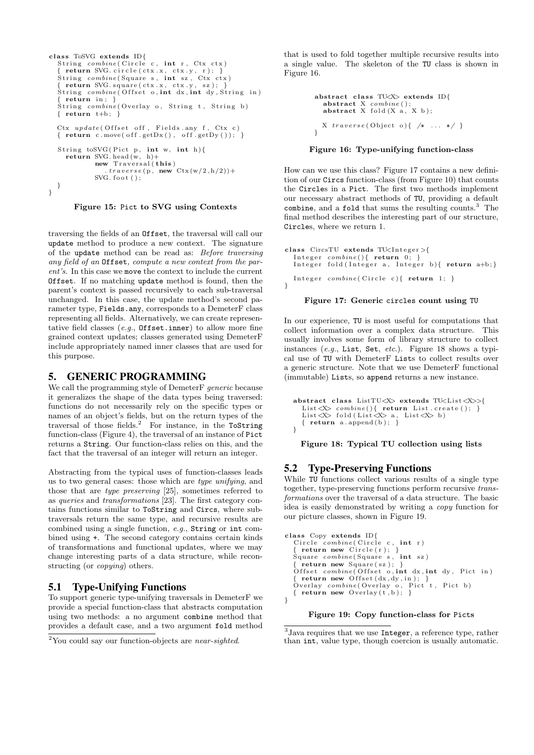```
class ToSVG extends ID{
  String combine(Circle c, int r, Ctx ctx)
  { return SVG.circle(ctx.x, ctx.y, r); }
  String combine(Square s, int sz, Ctx ctx)
  { return SVG.square(ctx.x, ctx.y, sz); }
  String combine(Offset o,int dx,int dy,String in)
  { return in; }
  String combine(Overlay o, String t, String b)
  { return t+b; }

  Ctx update(Offset off, Fields.any f, Ctx c)
  { return c.move(off.getDx(), off.getDy()); }

  String toSVG(Pict p, int w, int h){
    return SVG.head(w, h)+
           new Traversal(this)
             .traverse(p, new Ctx(w/2,h/2))+
           SVG.foot();
  }
}
```

**Figure 15: Pict to SVG using Contexts**

traversing the fields of an Offset, the traversal will call our update method to produce a new context. The signature of the update method can be read as: *Before traversing any field of an* Offset*, compute a new context from the parent's*. In this case we move the context to include the current Offset. If no matching update method is found, then the parent's context is passed recursively to each sub-traversal unchanged. In this case, the update method's second parameter type, Fields.any, corresponds to a DemeterF class representing all fields. Alternatively, we can create representative field classes (*e.g.,* Offset.inner) to allow more fine grained context updates; classes generated using DemeterF include appropriately named inner classes that are used for this purpose.

## 5. GENERIC PROGRAMMING

We call the programming style of DemeterF *generic* because it generalizes the shape of the data types being traversed: functions do not necessarily rely on the specific types or names of an object's fields, but on the return types of the traversal of those fields.[2] For instance, in the ToString function-class (Figure 4), the traversal of an instance of Pict returns a String. Our function-class relies on this, and the fact that the traversal of an integer will return an integer.

Abstracting from the typical uses of function-classes leads us to two general cases: those which are *type unifying*, and those that are *type preserving* [25], sometimes referred to as *queries* and *transformations* [23]. The first category contains functions similar to ToString and Circs, where subtraversals return the same type, and recursive results are combined using a single function, *e.g.,* String or int combined using +. The second category contains certain kinds of transformations and functional updates, where we may change interesting parts of a data structure, while reconstructing (or *copying*) others.

### 5.1 Type-Unifying Functions

To support generic type-unifying traversals in DemeterF we provide a special function-class that abstracts computation using two methods: a no argument combine method that provides a default case, and a two argument fold method that is used to fold together multiple recursive results into a single value. The skeleton of the TU class is shown in Figure 16.

[2]You could say our function-objects are *near-sighted*.

```
abstract class TU<X> extends ID{
  abstract X combine();
  abstract X fold(X a, X b);

  X traverse(Object o){ /* ... */ }
}
```

**Figure 16: Type-unifying function-class**

How can we use this class? Figure 17 contains a new definition of our Circs function-class (from Figure 10) that counts the Circles in a Pict. The first two methods implement our necessary abstract methods of TU, providing a default combine, and a fold that sums the resulting counts.[3] The final method describes the interesting part of our structure, Circles, where we return 1.

```
class CircsTU extends TU<Integer>{
  Integer combine(){ return 0; }
  Integer fold(Integer a, Integer b){ return a+b;}

  Integer combine(Circle c){ return 1; }
}
```

**Figure 17: Generic circles count using TU**

In our experience, TU is most useful for computations that collect information over a complex data structure. This usually involves some form of library structure to collect instances (*e.g.,* List, Set, *etc.*). Figure 18 shows a typical use of TU with DemeterF Lists to collect results over a generic structure. Note that we use DemeterF functional (immutable) Lists, so append returns a new instance.

```
abstract class ListTU<X> extends TU<List<X>>{
  List<X> combine(){ return List.create(); }
  List<X> fold(List<X> a, List<X> b)
  { return a.append(b); }
}
```

**Figure 18: Typical TU collection using lists**

### 5.2 Type-Preserving Functions

While TU functions collect various results of a single type together, type-preserving functions perform recursive *transformations* over the traversal of a data structure. The basic idea is easily demonstrated by writing a *copy* function for our picture classes, shown in Figure 19.

```
class Copy extends ID{
  Circle combine(Circle c, int r)
  { return new Circle(r); }
  Square combine(Square s, int sz)
  { return new Square(sz); }
  Offset combine(Offset o,int dx,int dy, Pict in)
  { return new Offset(dx,dy,in); }
  Overlay combine(Overlay o, Pict t, Pict b)
  { return new Overlay(t,b); }
}
```

**Figure 19: Copy function-class for Picts**

[3]Java requires that we use Integer, a reference type, rather than int, value type, though coercion is usually automatic.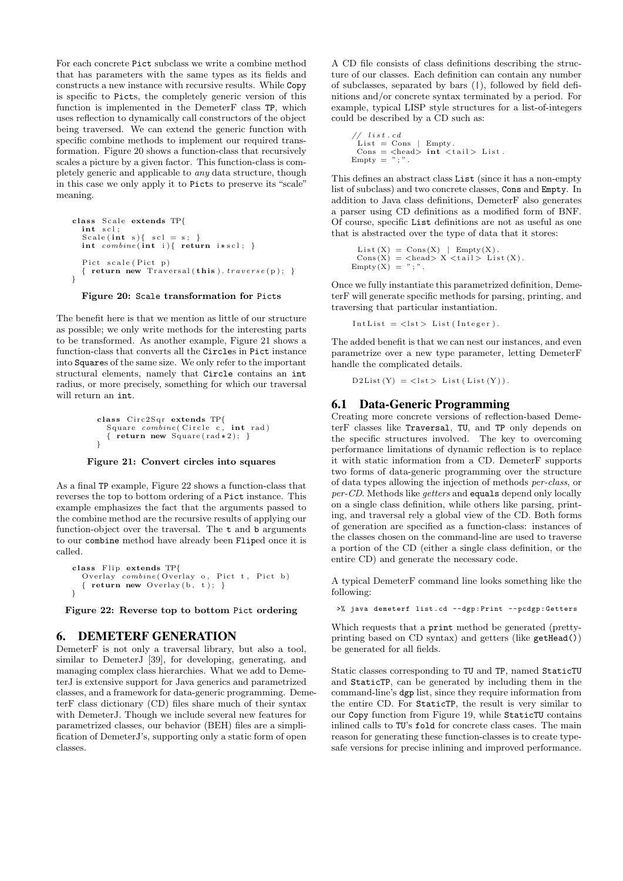For each concrete Pict subclass we write a combine method that has parameters with the same types as its fields and constructs a new instance with recursive results. While Copy is specific to Picts, the completely generic version of this function is implemented in the DemeterF class TP, which uses reflection to dynamically call constructors of the object being traversed. We can extend the generic function with specific combine methods to implement our required transformation. Figure 20 shows a function-class that recursively scales a picture by a given factor. This function-class is completely generic and applicable to *any* data structure, though in this case we only apply it to Picts to preserve its "scale" meaning.

```
class Scale extends TP{
  int scl;
  Scale(int s){ scl = s; }
  int combine(int i){ return i*scl; }

  Pict scale(Pict p)
  { return new Traversal(this).traverse(p); }
}
```

**Figure 20: Scale transformation for Picts**

The benefit here is that we mention as little of our structure as possible; we only write methods for the interesting parts to be transformed. As another example, Figure 21 shows a function-class that converts all the Circles in Pict instance into Squares of the same size. We only refer to the important structural elements, namely that Circle contains an int radius, or more precisely, something for which our traversal will return an int.

```
class Circ2Sqr extends TP{
  Square combine(Circle c, int rad)
  { return new Square(rad*2); }
}
```

**Figure 21: Convert circles into squares**

As a final TP example, Figure 22 shows a function-class that reverses the top to bottom ordering of a Pict instance. This example emphasizes the fact that the arguments passed to the combine method are the recursive results of applying our function-object over the traversal. The t and b arguments to our combine method have already been Fliped once it is called.

```
class Flip extends TP{
  Overlay combine(Overlay o, Pict t, Pict b)
  { return new Overlay(b, t); }
}
```

**Figure 22: Reverse top to bottom Pict ordering**

# 6. DEMETERF GENERATION

DemeterF is not only a traversal library, but also a tool, similar to DemeterJ [39], for developing, generating, and managing complex class hierarchies. What we add to DemeterJ is extensive support for Java generics and parametrized classes, and a framework for data-generic programming. DemeterF class dictionary (CD) files share much of their syntax with DemeterJ. Though we include several new features for parametrized classes, our behavior (BEH) files are a simplification of DemeterJ's, supporting only a static form of open classes.

A CD file consists of class definitions describing the structure of our classes. Each definition can contain any number of subclasses, separated by bars (|), followed by field definitions and/or concrete syntax terminated by a period. For example, typical LISP style structures for a list-of-integers could be described by a CD such as:

```
// list.cd
List = Cons | Empty.
Cons = <head> int <tail> List.
Empty = ";".
```

This defines an abstract class List (since it has a non-empty list of subclass) and two concrete classes, Cons and Empty. In addition to Java class definitions, DemeterF also generates a parser using CD definitions as a modified form of BNF. Of course, specific List definitions are not as useful as one that is abstracted over the type of data that it stores:

```
List(X) = Cons(X) | Empty(X).
Cons(X) = <head> X <tail> List(X).
Empty(X) = ";".
```

Once we fully instantiate this parametrized definition, DemeterF will generate specific methods for parsing, printing, and traversing that particular instantiation.

```
IntList = <lst> List(Integer).
```

The added benefit is that we can nest our instances, and even parametrize over a new type parameter, letting DemeterF handle the complicated details.

```
D2List(Y) = <lst> List(List(Y)).
```

## 6.1 Data-Generic Programming

Creating more concrete versions of reflection-based DemeterF classes like Traversal, TU, and TP only depends on the specific structures involved. The key to overcoming performance limitations of dynamic reflection is to replace it with static information from a CD. DemeterF supports two forms of data-generic programming over the structure of data types allowing the injection of methods *per-class*, or *per-CD*. Methods like *getters* and equals depend only locally on a single class definition, while others like parsing, printing, and traversal rely a global view of the CD. Both forms of generation are specified as a function-class: instances of the classes chosen on the command-line are used to traverse a portion of the CD (either a single class definition, or the entire CD) and generate the necessary code.

A typical DemeterF command line looks something like the following:

```
>% java demeterf list.cd --dgp:Print --pcdgp:Getters
```

Which requests that a print method be generated (pretty-printing based on CD syntax) and getters (like getHead()) be generated for all fields.

Static classes corresponding to TU and TP, named StaticTU and StaticTP, can be generated by including them in the command-line's dgp list, since they require information from the entire CD. For StaticTP, the result is very similar to our Copy function from Figure 19, while StaticTU contains inlined calls to TU's fold for concrete class cases. The main reason for generating these function-classes is to create type-safe versions for precise inlining and improved performance.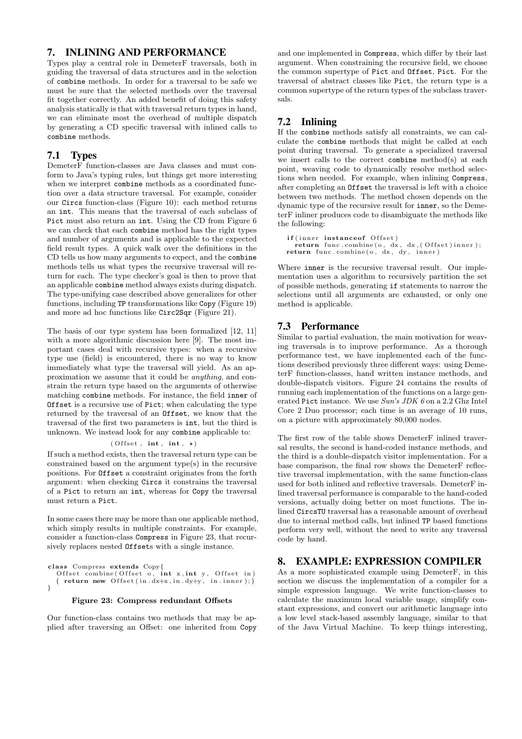## 7. INLINING AND PERFORMANCE

Types play a central role in DemeterF traversals, both in guiding the traversal of data structures and in the selection of combine methods. In order for a traversal to be safe we must be sure that the selected methods over the traversal fit together correctly. An added benefit of doing this safety analysis statically is that with traversal return types in hand, we can eliminate most the overhead of multiple dispatch by generating a CD specific traversal with inlined calls to combine methods.

### 7.1 Types

DemeterF function-classes are Java classes and must conform to Java's typing rules, but things get more interesting when we interpret combine methods as a coordinated function over a data structure traversal. For example, consider our Circs function-class (Figure 10): each method returns an int. This means that the traversal of each subclass of Pict must also return an int. Using the CD from Figure 6 we can check that each combine method has the right types and number of arguments and is applicable to the expected field result types. A quick walk over the definitions in the CD tells us how many arguments to expect, and the combine methods tells us what types the recursive traversal will return for each. The type checker's goal is then to prove that an applicable combine method always exists during dispatch. The type-unifying case described above generalizes for other functions, including TP transformations like Copy (Figure 19) and more ad hoc functions like Circ2Sqr (Figure 21).

The basis of our type system has been formalized [12, 11] with a more algorithmic discussion here [9]. The most important cases deal with recursive types: when a recursive type use (field) is encountered, there is no way to know immediately what type the traversal will yield. As an approximation we assume that it could be *anything*, and constrain the return type based on the arguments of otherwise matching combine methods. For instance, the field inner of Offset is a recursive use of Pict; when calculating the type returned by the traversal of an Offset, we know that the traversal of the first two parameters is int, but the third is unknown. We instead look for any combine applicable to:

```
(Offset, int, int, *)
```

If such a method exists, then the traversal return type can be constrained based on the argument type(s) in the recursive positions. For Offset a constraint originates from the forth argument: when checking Circs it constrains the traversal of a Pict to return an int, whereas for Copy the traversal must return a Pict.

In some cases there may be more than one applicable method, which simply results in multiple constraints. For example, consider a function-class Compress in Figure 23, that recursively replaces nested Offsets with a single instance.

```
class Compress extends Copy{
  Offset combine(Offset o, int x,int y, Offset in)
  { return new Offset(in.dx+x,in.dy+y, in.inner);}
}
```

**Figure 23: Compress redundant Offsets**

Our function-class contains two methods that may be applied after traversing an Offset: one inherited from Copy and one implemented in Compress, which differ by their last argument. When constraining the recursive field, we choose the common supertype of Pict and Offset, Pict. For the traversal of abstract classes like Pict, the return type is a common supertype of the return types of the subclass traversals.

### 7.2 Inlining

If the combine methods satisfy all constraints, we can calculate the combine methods that might be called at each point during traversal. To generate a specialized traversal we insert calls to the correct combine method(s) at each point, weaving code to dynamically resolve method selections when needed. For example, when inlining Compress, after completing an Offset the traversal is left with a choice between two methods. The method chosen depends on the dynamic type of the recursive result for inner, so the DemeterF inliner produces code to disambiguate the methods like the following:

```
if(inner instanceof Offset)
  return func.combine(o, dx, dx,(Offset)inner);
return func.combine(o, dx, dy, inner)
```

Where inner is the recursive traversal result. Our implementation uses a algorithm to recursively partition the set of possible methods, generating if statements to narrow the selections until all arguments are exhausted, or only one method is applicable.

### 7.3 Performance

Similar to partial evaluation, the main motivation for weaving traversals is to improve performance. As a thorough performance test, we have implemented each of the functions described previously three different ways: using DemeterF function-classes, hand written instance methods, and double-dispatch visitors. Figure 24 contains the results of running each implementation of the functions on a large generated Pict instance. We use *Sun's JDK 6* on a 2.2 Ghz Intel Core 2 Duo processor; each time is an average of 10 runs, on a picture with approximately 80,000 nodes.

The first row of the table shows DemeterF inlined traversal results, the second is hand-coded instance methods, and the third is a double-dispatch visitor implementation. For a base comparison, the final row shows the DemeterF reflective traversal implementation, with the same function-class used for both inlined and reflective traversals. DemeterF inlined traversal performance is comparable to the hand-coded versions, actually doing better on most functions. The inlined CircsTU traversal has a reasonable amount of overhead due to internal method calls, but inlined TP based functions perform very well, without the need to write any traversal code by hand.

## 8. EXAMPLE: EXPRESSION COMPILER

As a more sophisticated example using DemeterF, in this section we discuss the implementation of a compiler for a simple expression language. We write function-classes to calculate the maximum local variable usage, simplify constant expressions, and convert our arithmetic language into a low level stack-based assembly language, similar to that of the Java Virtual Machine. To keep things interesting,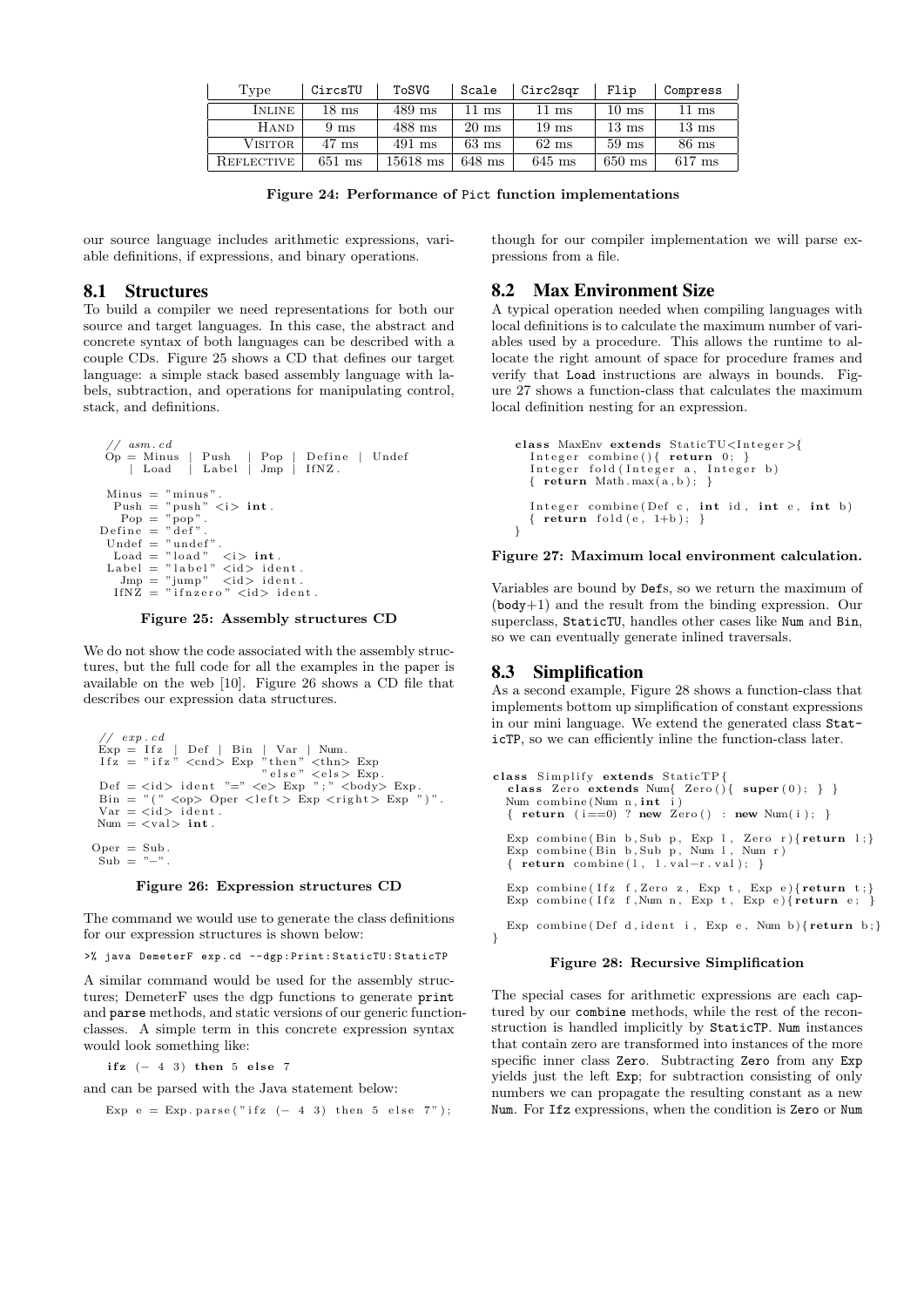| Type | CircsTU | ToSVG | Scale | Circ2sqr | Flip | Compress |
|---|---|---|---|---|---|---|
| Inline | 18 ms | 489 ms | 11 ms | 11 ms | 10 ms | 11 ms |
| Hand | 9 ms | 488 ms | 20 ms | 19 ms | 13 ms | 13 ms |
| Visitor | 47 ms | 491 ms | 63 ms | 62 ms | 59 ms | 86 ms |
| Reflective | 651 ms | 15618 ms | 648 ms | 645 ms | 650 ms | 617 ms |

**Figure 24: Performance of Pict function implementations**

our source language includes arithmetic expressions, variable definitions, if expressions, and binary operations.

## 8.1 Structures

To build a compiler we need representations for both our source and target languages. In this case, the abstract and concrete syntax of both languages can be described with a couple CDs. Figure 25 shows a CD that defines our target language: a simple stack based assembly language with labels, subtraction, and operations for manipulating control, stack, and definitions.

```
// asm.cd
Op = Minus | Push  | Pop | Define | Undef
   | Load  | Label | Jmp | IfNZ.

Minus = "minus".
 Push = "push" <i> int.
  Pop = "pop".
Define = "def".
 Undef = "undef".
  Load = "load"  <i> int.
 Label = "label" <id> ident.
   Jmp = "jump"  <id> ident.
  IfNZ = "ifnzero" <id> ident.
```

**Figure 25: Assembly structures CD**

We do not show the code associated with the assembly structures, but the full code for all the examples in the paper is available on the web [10]. Figure 26 shows a CD file that describes our expression data structures.

```
// exp.cd
Exp = Ifz | Def | Bin | Var | Num.
Ifz = "ifz" <cnd> Exp "then" <thn> Exp
                      "else" <els> Exp.
Def = <id> ident "=" <e> Exp ";" <body> Exp.
Bin = "(" <op> Oper <left> Exp <right> Exp ")".
Var = <id> ident.
Num = <val> int.

Oper = Sub.
 Sub = "-".
```

**Figure 26: Expression structures CD**

The command we would use to generate the class definitions for our expression structures is shown below:

```
>% java DemeterF exp.cd --dgp:Print:StaticTU:StaticTP
```

A similar command would be used for the assembly structures; DemeterF uses the dgp functions to generate print and parse methods, and static versions of our generic function-classes. A simple term in this concrete expression syntax would look something like:

```
ifz (- 4 3) then 5 else 7
```

and can be parsed with the Java statement below:

```
Exp e = Exp.parse("ifz (- 4 3) then 5 else 7");
```

though for our compiler implementation we will parse expressions from a file.

## 8.2 Max Environment Size

A typical operation needed when compiling languages with local definitions is to calculate the maximum number of variables used by a procedure. This allows the runtime to allocate the right amount of space for procedure frames and verify that Load instructions are always in bounds. Figure 27 shows a function-class that calculates the maximum local definition nesting for an expression.

```
class MaxEnv extends StaticTU<Integer>{
  Integer combine(){ return 0; }
  Integer fold(Integer a, Integer b)
  { return Math.max(a,b); }

  Integer combine(Def c, int id, int e, int b)
  { return fold(e, 1+b); }
}
```

**Figure 27: Maximum local environment calculation.**

Variables are bound by Defs, so we return the maximum of (body+1) and the result from the binding expression. Our superclass, StaticTU, handles other cases like Num and Bin, so we can eventually generate inlined traversals.

## 8.3 Simplification

As a second example, Figure 28 shows a function-class that implements bottom up simplification of constant expressions in our mini language. We extend the generated class StaticTP, so we can efficiently inline the function-class later.

```
class Simplify extends StaticTP{
  class Zero extends Num{ Zero(){ super(0); } }
  Num combine(Num n,int i)
  { return (i==0) ? new Zero() : new Num(i); }

  Exp combine(Bin b,Sub p, Exp l, Zero r){return l;}
  Exp combine(Bin b,Sub p, Num l, Num r)
  { return combine(l, l.val-r.val); }

  Exp combine(Ifz f,Zero z, Exp t, Exp e){return t;}
  Exp combine(Ifz f,Num n, Exp t, Exp e){return e; }

  Exp combine(Def d,ident i, Exp e, Num b){return b;}
}
```

**Figure 28: Recursive Simplification**

The special cases for arithmetic expressions are each captured by our combine methods, while the rest of the reconstruction is handled implicitly by StaticTP. Num instances that contain zero are transformed into instances of the more specific inner class Zero. Subtracting Zero from any Exp yields just the left Exp; for subtraction consisting of only numbers we can propagate the resulting constant as a new Num. For Ifz expressions, when the condition is Zero or Num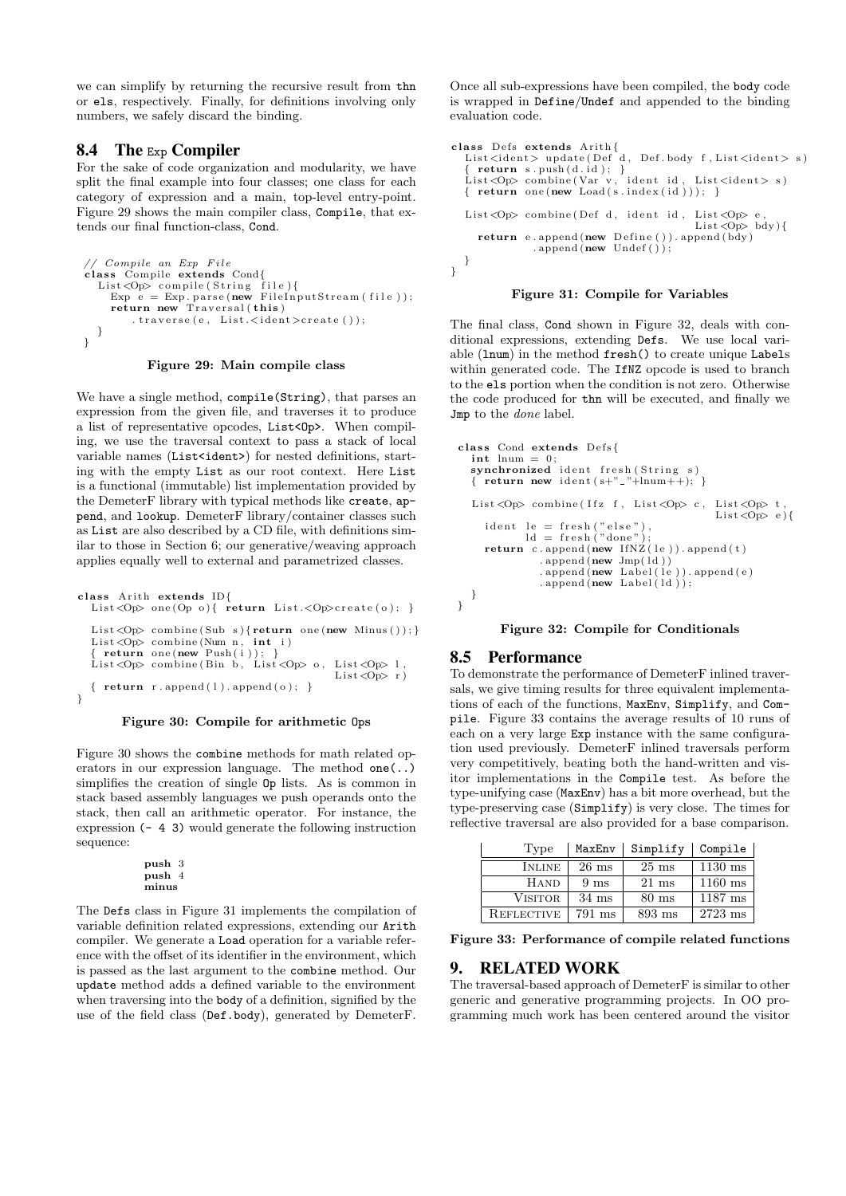we can simplify by returning the recursive result from `thn` or `els`, respectively. Finally, for definitions involving only numbers, we safely discard the binding.

## 8.4 The Exp Compiler

For the sake of code organization and modularity, we have split the final example into four classes; one class for each category of expression and a main, top-level entry-point. Figure 29 shows the main compiler class, `Compile`, that extends our final function-class, `Cond`.

```
// Compile an Exp File
class Compile extends Cond{
  List<Op> compile(String file){
    Exp e = Exp.parse(new FileInputStream(file));
    return new Traversal(this)
        .traverse(e, List.<ident>create());
  }
}
```

**Figure 29: Main compile class**

We have a single method, `compile(String)`, that parses an expression from the given file, and traverses it to produce a list of representative opcodes, `List<Op>`. When compiling, we use the traversal context to pass a stack of local variable names (`List<ident>`) for nested definitions, starting with the empty `List` as our root context. Here `List` is a functional (immutable) list implementation provided by the DemeterF library with typical methods like `create`, `append`, and `lookup`. DemeterF library/container classes such as `List` are also described by a CD file, with definitions similar to those in Section 6; our generative/weaving approach applies equally well to external and parametrized classes.

```
class Arith extends ID{
  List<Op> one(Op o){ return List.<Op>create(o); }

  List<Op> combine(Sub s){return one(new Minus());}
  List<Op> combine(Num n, int i)
  { return one(new Push(i)); }
  List<Op> combine(Bin b, List<Op> o, List<Op> l,
                                      List<Op> r)
  { return r.append(l).append(o); }
}
```

**Figure 30: Compile for arithmetic Ops**

Figure 30 shows the `combine` methods for math related operators in our expression language. The method `one(..)` simplifies the creation of single `Op` lists. As is common in stack based assembly languages we push operands onto the stack, then call an arithmetic operator. For instance, the expression `(- 4 3)` would generate the following instruction sequence:

```
push 3
push 4
minus
```

The `Defs` class in Figure 31 implements the compilation of variable definition related expressions, extending our `Arith` compiler. We generate a `Load` operation for a variable reference with the offset of its identifier in the environment, which is passed as the last argument to the `combine` method. Our `update` method adds a defined variable to the environment when traversing into the `body` of a definition, signified by the use of the field class (`Def.body`), generated by DemeterF. Once all sub-expressions have been compiled, the `body` code is wrapped in `Define`/`Undef` and appended to the binding evaluation code.

```
class Defs extends Arith{
  List<ident> update(Def d, Def.body f,List<ident> s)
  { return s.push(d.id); }
  List<Op> combine(Var v, ident id, List<ident> s)
  { return one(new Load(s.index(id))); }

  List<Op> combine(Def d, ident id, List<Op> e,
                                    List<Op> bdy){
    return e.append(new Define()).append(bdy)
            .append(new Undef());
  }
}
```

**Figure 31: Compile for Variables**

The final class, `Cond` shown in Figure 32, deals with conditional expressions, extending `Defs`. We use local variable (`lnum`) in the method `fresh()` to create unique `Label`s within generated code. The `IfNZ` opcode is used to branch to the `els` portion when the condition is not zero. Otherwise the code produced for `thn` will be executed, and finally we `Jmp` to the *done* label.

```
class Cond extends Defs{
  int lnum = 0;
  synchronized ident fresh(String s)
  { return new ident(s+"_"+lnum++); }

  List<Op> combine(Ifz f, List<Op> c, List<Op> t,
                                      List<Op> e){
    ident le = fresh("else"),
          ld = fresh("done");
    return c.append(new IfNZ(le)).append(t)
            .append(new Jmp(ld))
            .append(new Label(le)).append(e)
            .append(new Label(ld));
  }
}
```

**Figure 32: Compile for Conditionals**

## 8.5 Performance

To demonstrate the performance of DemeterF inlined traversals, we give timing results for three equivalent implementations of each of the functions, `MaxEnv`, `Simplify`, and `Compile`. Figure 33 contains the average results of 10 runs of each on a very large `Exp` instance with the same configuration used previously. DemeterF inlined traversals perform very competitively, beating both the hand-written and visitor implementations in the `Compile` test. As before the type-unifying case (`MaxEnv`) has a bit more overhead, but the type-preserving case (`Simplify`) is very close. The times for reflective traversal are also provided for a base comparison.

| Type | MaxEnv | Simplify | Compile |
|---|---|---|---|
| Inline | 26 ms | 25 ms | 1130 ms |
| Hand | 9 ms | 21 ms | 1160 ms |
| Visitor | 34 ms | 80 ms | 1187 ms |
| Reflective | 791 ms | 893 ms | 2723 ms |

**Figure 33: Performance of compile related functions**

# 9. RELATED WORK

The traversal-based approach of DemeterF is similar to other generic and generative programming projects. In OO programming much work has been centered around the visitor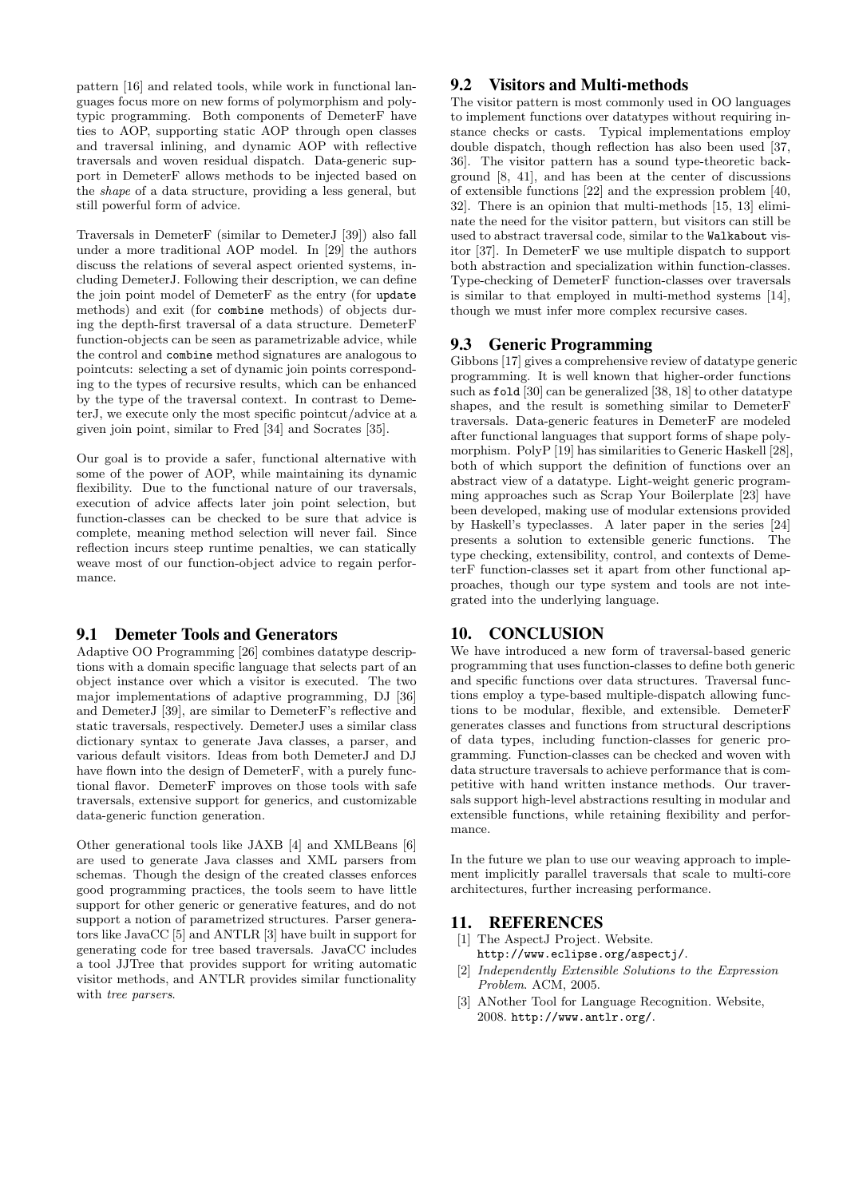pattern [16] and related tools, while work in functional languages focus more on new forms of polymorphism and polytypic programming. Both components of DemeterF have ties to AOP, supporting static AOP through open classes and traversal inlining, and dynamic AOP with reflective traversals and woven residual dispatch. Data-generic support in DemeterF allows methods to be injected based on the *shape* of a data structure, providing a less general, but still powerful form of advice.

Traversals in DemeterF (similar to DemeterJ [39]) also fall under a more traditional AOP model. In [29] the authors discuss the relations of several aspect oriented systems, including DemeterJ. Following their description, we can define the join point model of DemeterF as the entry (for `update` methods) and exit (for `combine` methods) of objects during the depth-first traversal of a data structure. DemeterF function-objects can be seen as parametrizable advice, while the control and `combine` method signatures are analogous to pointcuts: selecting a set of dynamic join points corresponding to the types of recursive results, which can be enhanced by the type of the traversal context. In contrast to DemeterJ, we execute only the most specific pointcut/advice at a given join point, similar to Fred [34] and Socrates [35].

Our goal is to provide a safer, functional alternative with some of the power of AOP, while maintaining its dynamic flexibility. Due to the functional nature of our traversals, execution of advice affects later join point selection, but function-classes can be checked to be sure that advice is complete, meaning method selection will never fail. Since reflection incurs steep runtime penalties, we can statically weave most of our function-object advice to regain performance.

## 9.1 Demeter Tools and Generators

Adaptive OO Programming [26] combines datatype descriptions with a domain specific language that selects part of an object instance over which a visitor is executed. The two major implementations of adaptive programming, DJ [36] and DemeterJ [39], are similar to DemeterF's reflective and static traversals, respectively. DemeterJ uses a similar class dictionary syntax to generate Java classes, a parser, and various default visitors. Ideas from both DemeterJ and DJ have flown into the design of DemeterF, with a purely functional flavor. DemeterF improves on those tools with safe traversals, extensive support for generics, and customizable data-generic function generation.

Other generational tools like JAXB [4] and XMLBeans [6] are used to generate Java classes and XML parsers from schemas. Though the design of the created classes enforces good programming practices, the tools seem to have little support for other generic or generative features, and do not support a notion of parametrized structures. Parser generators like JavaCC [5] and ANTLR [3] have built in support for generating code for tree based traversals. JavaCC includes a tool JJTree that provides support for writing automatic visitor methods, and ANTLR provides similar functionality with *tree parsers*.

## 9.2 Visitors and Multi-methods

The visitor pattern is most commonly used in OO languages to implement functions over datatypes without requiring instance checks or casts. Typical implementations employ double dispatch, though reflection has also been used [37, 36]. The visitor pattern has a sound type-theoretic background [8, 41], and has been at the center of discussions of extensible functions [22] and the expression problem [40, 32]. There is an opinion that multi-methods [15, 13] eliminate the need for the visitor pattern, but visitors can still be used to abstract traversal code, similar to the `Walkabout` visitor [37]. In DemeterF we use multiple dispatch to support both abstraction and specialization within function-classes. Type-checking of DemeterF function-classes over traversals is similar to that employed in multi-method systems [14], though we must infer more complex recursive cases.

## 9.3 Generic Programming

Gibbons [17] gives a comprehensive review of datatype generic programming. It is well known that higher-order functions such as `fold` [30] can be generalized [38, 18] to other datatype shapes, and the result is something similar to DemeterF traversals. Data-generic features in DemeterF are modeled after functional languages that support forms of shape polymorphism. PolyP [19] has similarities to Generic Haskell [28], both of which support the definition of functions over an abstract view of a datatype. Light-weight generic programming approaches such as Scrap Your Boilerplate [23] have been developed, making use of modular extensions provided by Haskell's typeclasses. A later paper in the series [24] presents a solution to extensible generic functions. The type checking, extensibility, control, and contexts of DemeterF function-classes set it apart from other functional approaches, though our type system and tools are not integrated into the underlying language.

# 10. CONCLUSION

We have introduced a new form of traversal-based generic programming that uses function-classes to define both generic and specific functions over data structures. Traversal functions employ a type-based multiple-dispatch allowing functions to be modular, flexible, and extensible. DemeterF generates classes and functions from structural descriptions of data types, including function-classes for generic programming. Function-classes can be checked and woven with data structure traversals to achieve performance that is competitive with hand written instance methods. Our traversals support high-level abstractions resulting in modular and extensible functions, while retaining flexibility and performance.

In the future we plan to use our weaving approach to implement implicitly parallel traversals that scale to multi-core architectures, further increasing performance.

# 11. REFERENCES

[1] The AspectJ Project. Website. http://www.eclipse.org/aspectj/.

[2] *Independently Extensible Solutions to the Expression Problem*. ACM, 2005.

[3] ANother Tool for Language Recognition. Website, 2008. http://www.antlr.org/.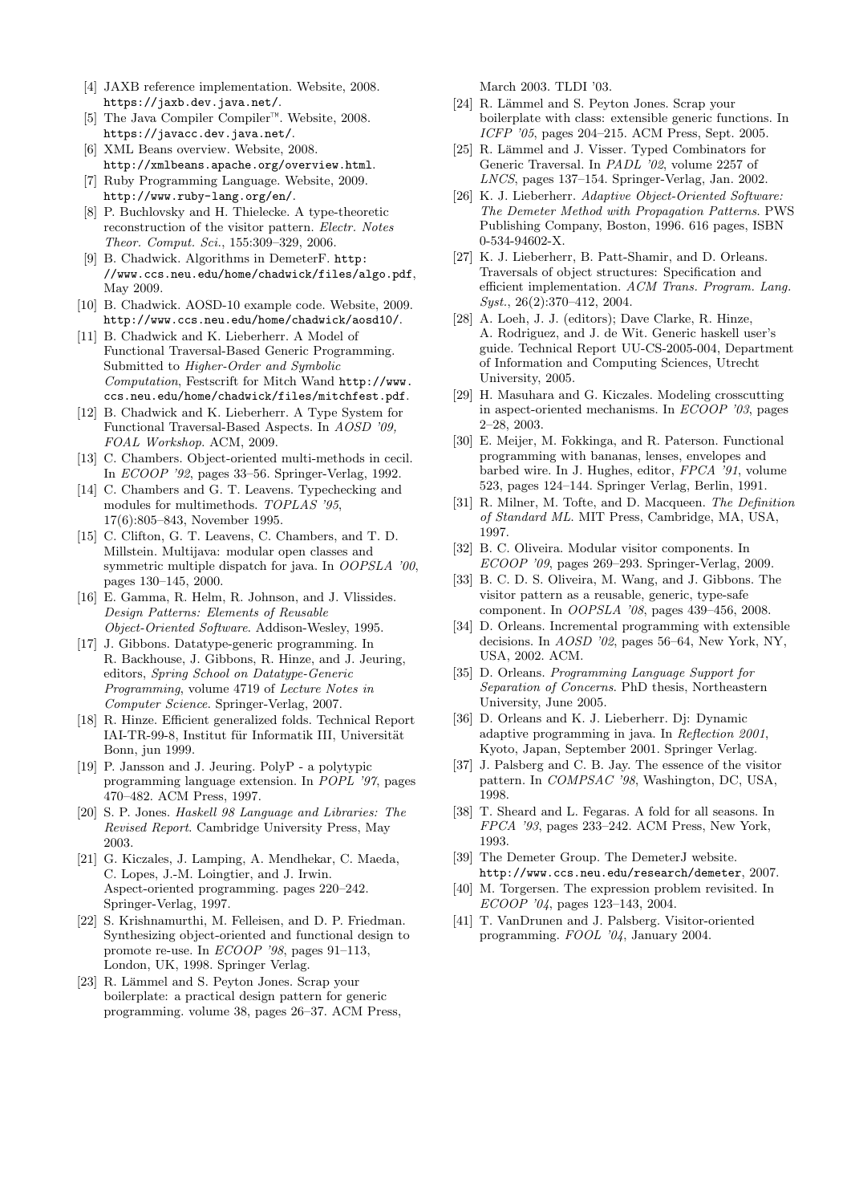- [4] JAXB reference implementation. Website, 2008. https://jaxb.dev.java.net/.
- [5] The Java Compiler Compiler™. Website, 2008. https://javacc.dev.java.net/.
- [6] XML Beans overview. Website, 2008. http://xmlbeans.apache.org/overview.html.
- [7] Ruby Programming Language. Website, 2009. http://www.ruby-lang.org/en/.
- [8] P. Buchlovsky and H. Thielecke. A type-theoretic reconstruction of the visitor pattern. *Electr. Notes Theor. Comput. Sci.*, 155:309–329, 2006.
- [9] B. Chadwick. Algorithms in DemeterF. http://www.ccs.neu.edu/home/chadwick/files/algo.pdf, May 2009.
- [10] B. Chadwick. AOSD-10 example code. Website, 2009. http://www.ccs.neu.edu/home/chadwick/aosd10/.
- [11] B. Chadwick and K. Lieberherr. A Model of Functional Traversal-Based Generic Programming. Submitted to *Higher-Order and Symbolic Computation*, Festscrift for Mitch Wand http://www.ccs.neu.edu/home/chadwick/files/mitchfest.pdf.
- [12] B. Chadwick and K. Lieberherr. A Type System for Functional Traversal-Based Aspects. In *AOSD '09, FOAL Workshop*. ACM, 2009.
- [13] C. Chambers. Object-oriented multi-methods in cecil. In *ECOOP '92*, pages 33–56. Springer-Verlag, 1992.
- [14] C. Chambers and G. T. Leavens. Typechecking and modules for multimethods. *TOPLAS '95*, 17(6):805–843, November 1995.
- [15] C. Clifton, G. T. Leavens, C. Chambers, and T. D. Millstein. Multijava: modular open classes and symmetric multiple dispatch for java. In *OOPSLA '00*, pages 130–145, 2000.
- [16] E. Gamma, R. Helm, R. Johnson, and J. Vlissides. *Design Patterns: Elements of Reusable Object-Oriented Software*. Addison-Wesley, 1995.
- [17] J. Gibbons. Datatype-generic programming. In R. Backhouse, J. Gibbons, R. Hinze, and J. Jeuring, editors, *Spring School on Datatype-Generic Programming*, volume 4719 of *Lecture Notes in Computer Science*. Springer-Verlag, 2007.
- [18] R. Hinze. Efficient generalized folds. Technical Report IAI-TR-99-8, Institut für Informatik III, Universität Bonn, jun 1999.
- [19] P. Jansson and J. Jeuring. PolyP - a polytypic programming language extension. In *POPL '97*, pages 470–482. ACM Press, 1997.
- [20] S. P. Jones. *Haskell 98 Language and Libraries: The Revised Report*. Cambridge University Press, May 2003.
- [21] G. Kiczales, J. Lamping, A. Mendhekar, C. Maeda, C. Lopes, J.-M. Loingtier, and J. Irwin. Aspect-oriented programming. pages 220–242. Springer-Verlag, 1997.
- [22] S. Krishnamurthi, M. Felleisen, and D. P. Friedman. Synthesizing object-oriented and functional design to promote re-use. In *ECOOP '98*, pages 91–113, London, UK, 1998. Springer Verlag.
- [23] R. Lämmel and S. Peyton Jones. Scrap your boilerplate: a practical design pattern for generic programming. volume 38, pages 26–37. ACM Press, March 2003. TLDI '03.
- [24] R. Lämmel and S. Peyton Jones. Scrap your boilerplate with class: extensible generic functions. In *ICFP '05*, pages 204–215. ACM Press, Sept. 2005.
- [25] R. Lämmel and J. Visser. Typed Combinators for Generic Traversal. In *PADL '02*, volume 2257 of *LNCS*, pages 137–154. Springer-Verlag, Jan. 2002.
- [26] K. J. Lieberherr. *Adaptive Object-Oriented Software: The Demeter Method with Propagation Patterns*. PWS Publishing Company, Boston, 1996. 616 pages, ISBN 0-534-94602-X.
- [27] K. J. Lieberherr, B. Patt-Shamir, and D. Orleans. Traversals of object structures: Specification and efficient implementation. *ACM Trans. Program. Lang. Syst.*, 26(2):370–412, 2004.
- [28] A. Loeh, J. J. (editors); Dave Clarke, R. Hinze, A. Rodriguez, and J. de Wit. Generic haskell user's guide. Technical Report UU-CS-2005-004, Department of Information and Computing Sciences, Utrecht University, 2005.
- [29] H. Masuhara and G. Kiczales. Modeling crosscutting in aspect-oriented mechanisms. In *ECOOP '03*, pages 2–28, 2003.
- [30] E. Meijer, M. Fokkinga, and R. Paterson. Functional programming with bananas, lenses, envelopes and barbed wire. In J. Hughes, editor, *FPCA '91*, volume 523, pages 124–144. Springer Verlag, Berlin, 1991.
- [31] R. Milner, M. Tofte, and D. Macqueen. *The Definition of Standard ML*. MIT Press, Cambridge, MA, USA, 1997.
- [32] B. C. Oliveira. Modular visitor components. In *ECOOP '09*, pages 269–293. Springer-Verlag, 2009.
- [33] B. C. D. S. Oliveira, M. Wang, and J. Gibbons. The visitor pattern as a reusable, generic, type-safe component. In *OOPSLA '08*, pages 439–456, 2008.
- [34] D. Orleans. Incremental programming with extensible decisions. In *AOSD '02*, pages 56–64, New York, NY, USA, 2002. ACM.
- [35] D. Orleans. *Programming Language Support for Separation of Concerns*. PhD thesis, Northeastern University, June 2005.
- [36] D. Orleans and K. J. Lieberherr. Dj: Dynamic adaptive programming in java. In *Reflection 2001*, Kyoto, Japan, September 2001. Springer Verlag.
- [37] J. Palsberg and C. B. Jay. The essence of the visitor pattern. In *COMPSAC '98*, Washington, DC, USA, 1998.
- [38] T. Sheard and L. Fegaras. A fold for all seasons. In *FPCA '93*, pages 233–242. ACM Press, New York, 1993.
- [39] The Demeter Group. The DemeterJ website. http://www.ccs.neu.edu/research/demeter, 2007.
- [40] M. Torgersen. The expression problem revisited. In *ECOOP '04*, pages 123–143, 2004.
- [41] T. VanDrunen and J. Palsberg. Visitor-oriented programming. *FOOL '04*, January 2004.